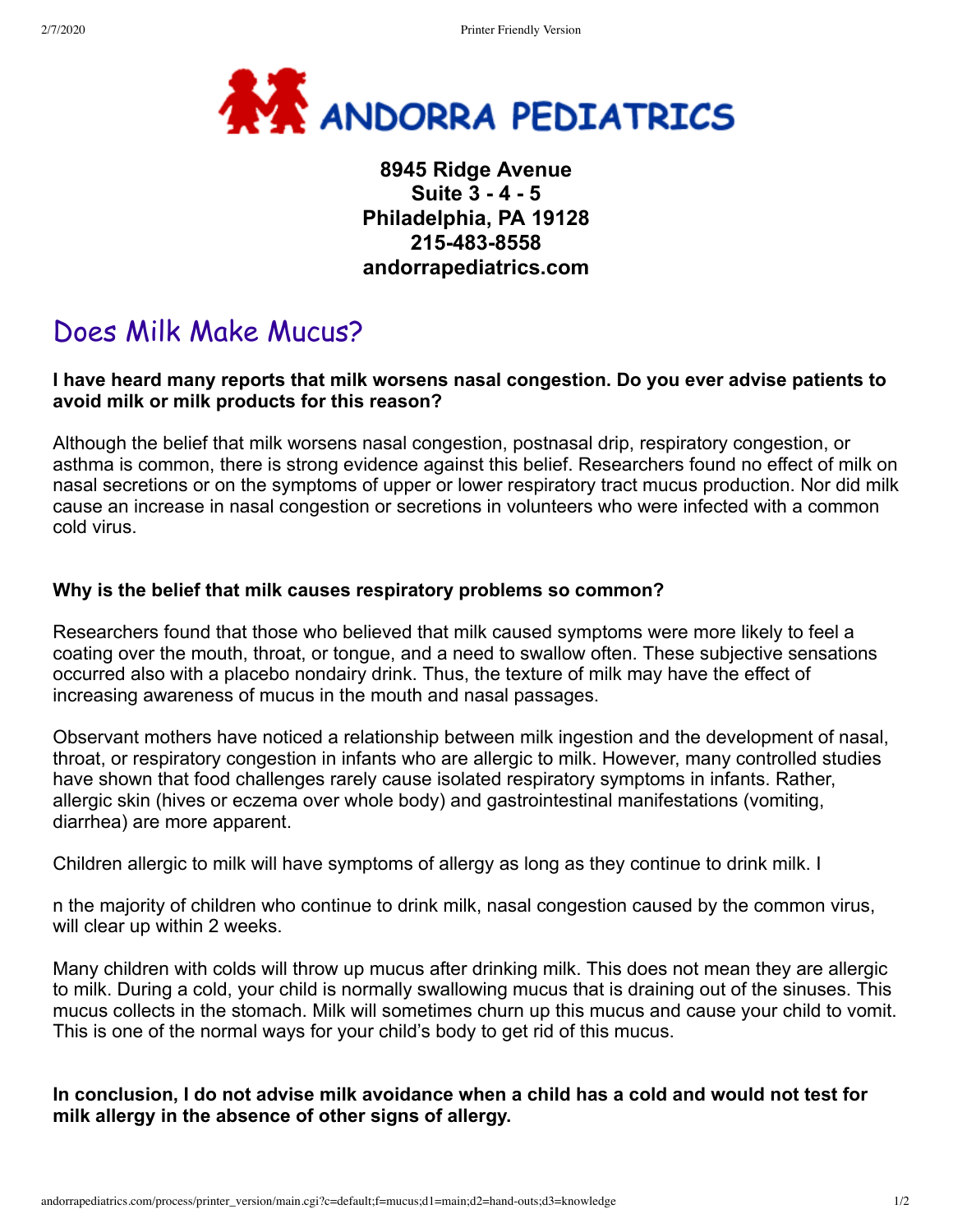**ANDORRA PEDIATRICS**

**8945 Ridge Avenue**
**Suite 3 - 4 - 5**
**Philadelphia, PA 19128**
**215-483-8558**
**andorrapediatrics.com**

# Does Milk Make Mucus?

**I have heard many reports that milk worsens nasal congestion. Do you ever advise patients to avoid milk or milk products for this reason?**

Although the belief that milk worsens nasal congestion, postnasal drip, respiratory congestion, or asthma is common, there is strong evidence against this belief. Researchers found no effect of milk on nasal secretions or on the symptoms of upper or lower respiratory tract mucus production. Nor did milk cause an increase in nasal congestion or secretions in volunteers who were infected with a common cold virus.

**Why is the belief that milk causes respiratory problems so common?**

Researchers found that those who believed that milk caused symptoms were more likely to feel a coating over the mouth, throat, or tongue, and a need to swallow often. These subjective sensations occurred also with a placebo nondairy drink. Thus, the texture of milk may have the effect of increasing awareness of mucus in the mouth and nasal passages.

Observant mothers have noticed a relationship between milk ingestion and the development of nasal, throat, or respiratory congestion in infants who are allergic to milk. However, many controlled studies have shown that food challenges rarely cause isolated respiratory symptoms in infants. Rather, allergic skin (hives or eczema over whole body) and gastrointestinal manifestations (vomiting, diarrhea) are more apparent.

Children allergic to milk will have symptoms of allergy as long as they continue to drink milk. I

n the majority of children who continue to drink milk, nasal congestion caused by the common virus, will clear up within 2 weeks.

Many children with colds will throw up mucus after drinking milk. This does not mean they are allergic to milk. During a cold, your child is normally swallowing mucus that is draining out of the sinuses. This mucus collects in the stomach. Milk will sometimes churn up this mucus and cause your child to vomit. This is one of the normal ways for your child's body to get rid of this mucus.

**In conclusion, I do not advise milk avoidance when a child has a cold and would not test for milk allergy in the absence of other signs of allergy.**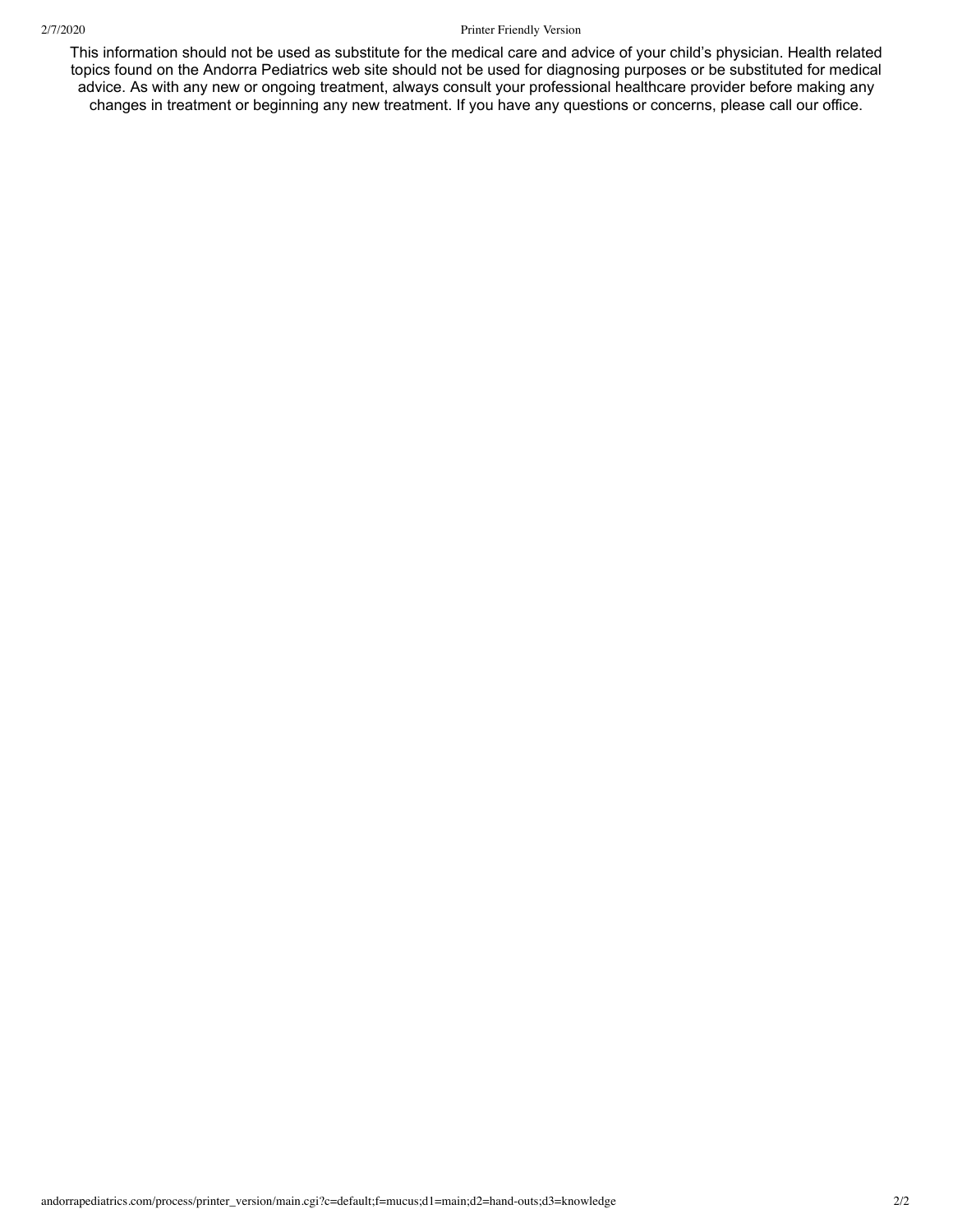This information should not be used as substitute for the medical care and advice of your child's physician. Health related topics found on the Andorra Pediatrics web site should not be used for diagnosing purposes or be substituted for medical advice. As with any new or ongoing treatment, always consult your professional healthcare provider before making any changes in treatment or beginning any new treatment. If you have any questions or concerns, please call our office.